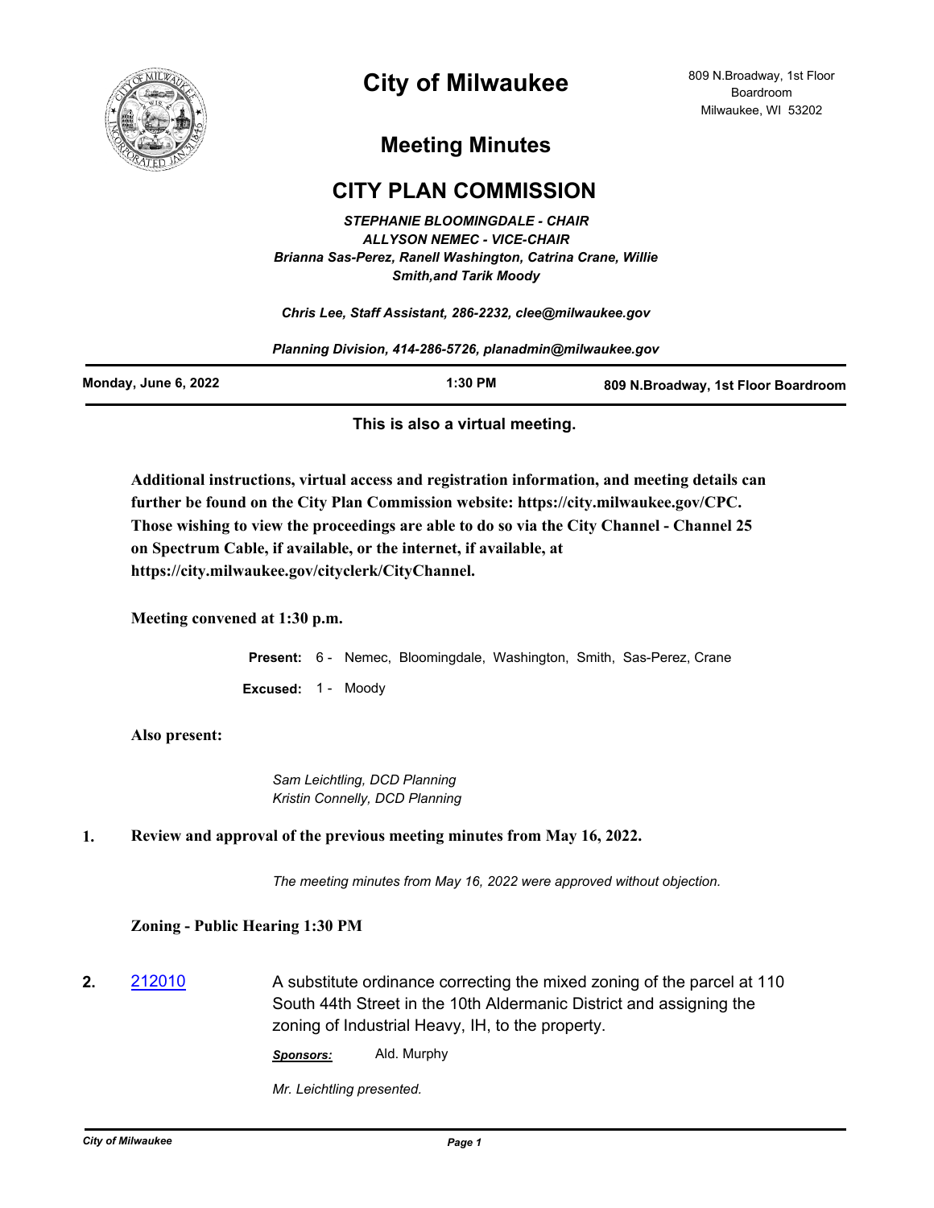# City of Milwaukee

809 N.Broadway, 1st Floor Boardroom
Milwaukee, WI 53202

## Meeting Minutes

## CITY PLAN COMMISSION

*STEPHANIE BLOOMINGDALE - CHAIR*
*ALLYSON NEMEC - VICE-CHAIR*
*Brianna Sas-Perez, Ranell Washington, Catrina Crane, Willie Smith,and Tarik Moody*

*Chris Lee, Staff Assistant, 286-2232, clee@milwaukee.gov*

*Planning Division, 414-286-5726, planadmin@milwaukee.gov*

| Monday, June 6, 2022 | 1:30 PM | 809 N.Broadway, 1st Floor Boardroom |
|---|---|---|

**This is also a virtual meeting.**

**Additional instructions, virtual access and registration information, and meeting details can further be found on the City Plan Commission website: https://city.milwaukee.gov/CPC. Those wishing to view the proceedings are able to do so via the City Channel - Channel 25 on Spectrum Cable, if available, or the internet, if available, at https://city.milwaukee.gov/cityclerk/CityChannel.**

**Meeting convened at 1:30 p.m.**

**Present:** 6 - Nemec, Bloomingdale, Washington, Smith, Sas-Perez, Crane

**Excused:** 1 - Moody

**Also present:**

*Sam Leichtling, DCD Planning*
*Kristin Connelly, DCD Planning*

**1. Review and approval of the previous meeting minutes from May 16, 2022.**

*The meeting minutes from May 16, 2022 were approved without objection.*

**Zoning - Public Hearing 1:30 PM**

**2.** 212010 — A substitute ordinance correcting the mixed zoning of the parcel at 110 South 44th Street in the 10th Aldermanic District and assigning the zoning of Industrial Heavy, IH, to the property.

***Sponsors:*** Ald. Murphy

*Mr. Leichtling presented.*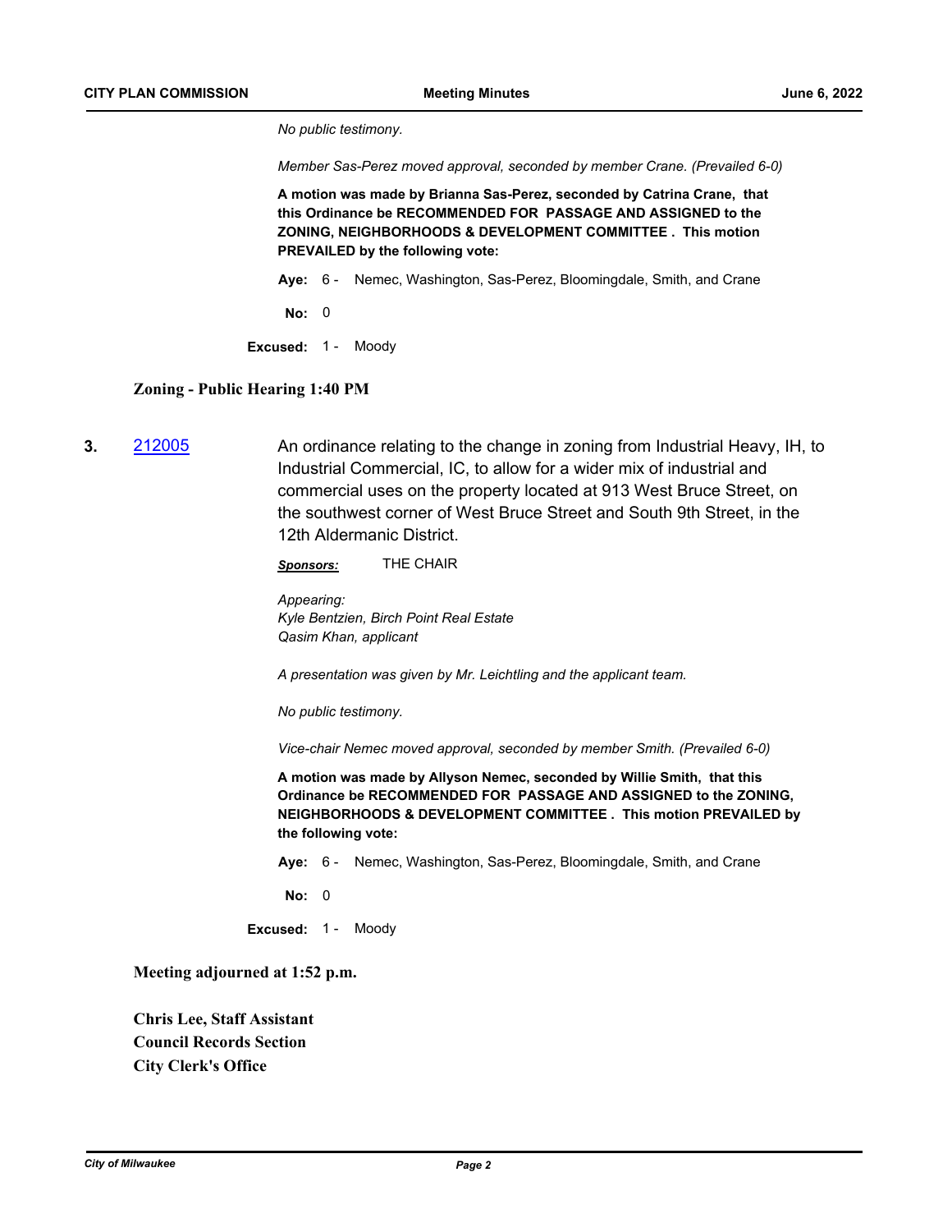*No public testimony.*

*Member Sas-Perez moved approval, seconded by member Crane. (Prevailed 6-0)*

**A motion was made by Brianna Sas-Perez, seconded by Catrina Crane, that this Ordinance be RECOMMENDED FOR PASSAGE AND ASSIGNED to the ZONING, NEIGHBORHOODS & DEVELOPMENT COMMITTEE . This motion PREVAILED by the following vote:**

**Aye:** 6 - Nemec, Washington, Sas-Perez, Bloomingdale, Smith, and Crane

**No:** 0

**Excused:** 1 - Moody

## Zoning - Public Hearing 1:40 PM

**3.** 212005

An ordinance relating to the change in zoning from Industrial Heavy, IH, to Industrial Commercial, IC, to allow for a wider mix of industrial and commercial uses on the property located at 913 West Bruce Street, on the southwest corner of West Bruce Street and South 9th Street, in the 12th Aldermanic District.

***Sponsors:*** THE CHAIR

*Appearing:*
*Kyle Bentzien, Birch Point Real Estate*
*Qasim Khan, applicant*

*A presentation was given by Mr. Leichtling and the applicant team.*

*No public testimony.*

*Vice-chair Nemec moved approval, seconded by member Smith. (Prevailed 6-0)*

**A motion was made by Allyson Nemec, seconded by Willie Smith, that this Ordinance be RECOMMENDED FOR PASSAGE AND ASSIGNED to the ZONING, NEIGHBORHOODS & DEVELOPMENT COMMITTEE . This motion PREVAILED by the following vote:**

**Aye:** 6 - Nemec, Washington, Sas-Perez, Bloomingdale, Smith, and Crane

**No:** 0

**Excused:** 1 - Moody

**Meeting adjourned at 1:52 p.m.**

**Chris Lee, Staff Assistant**
**Council Records Section**
**City Clerk's Office**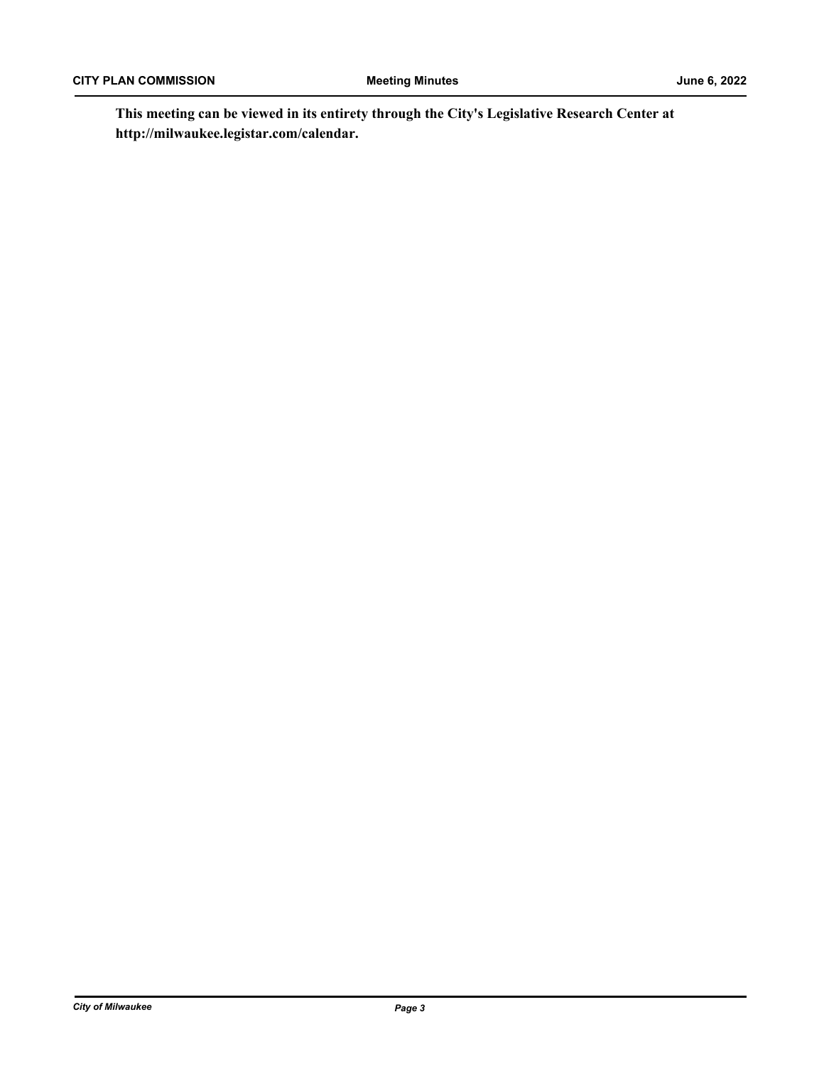**This meeting can be viewed in its entirety through the City's Legislative Research Center at http://milwaukee.legistar.com/calendar.**